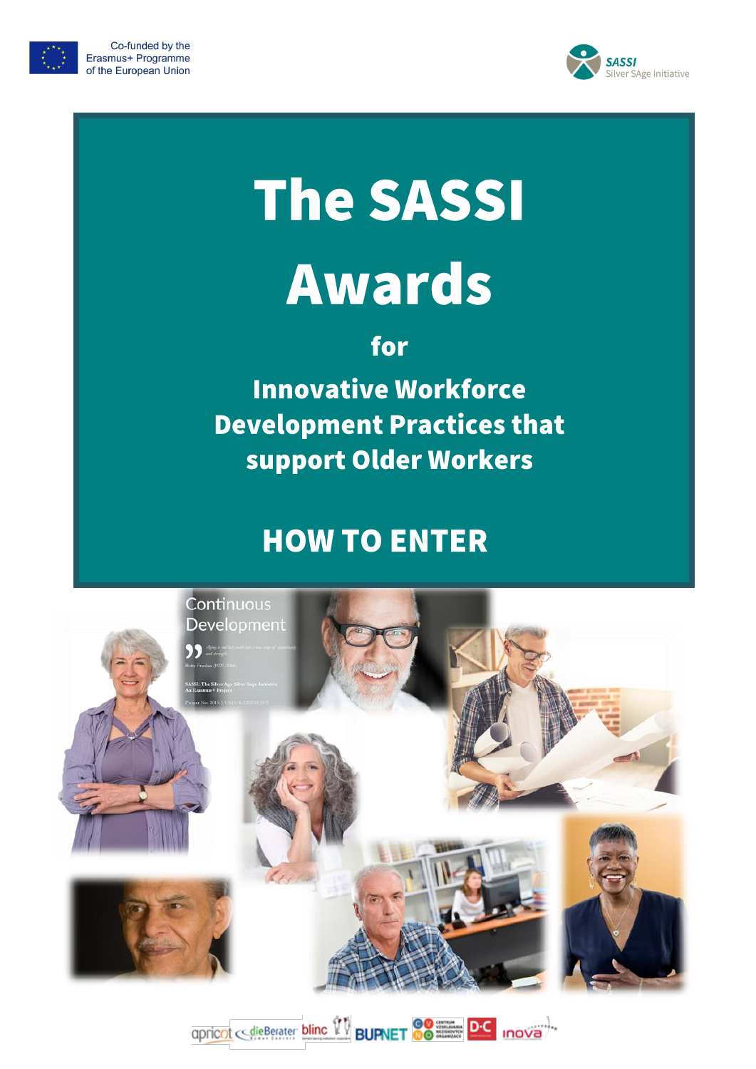Co-funded by the Erasmus+ Programme of the European Union

SASSI Silver SAge Initiative

# The SASSI Awards

## for

## Innovative Workforce Development Practices that support Older Workers

## HOW TO ENTER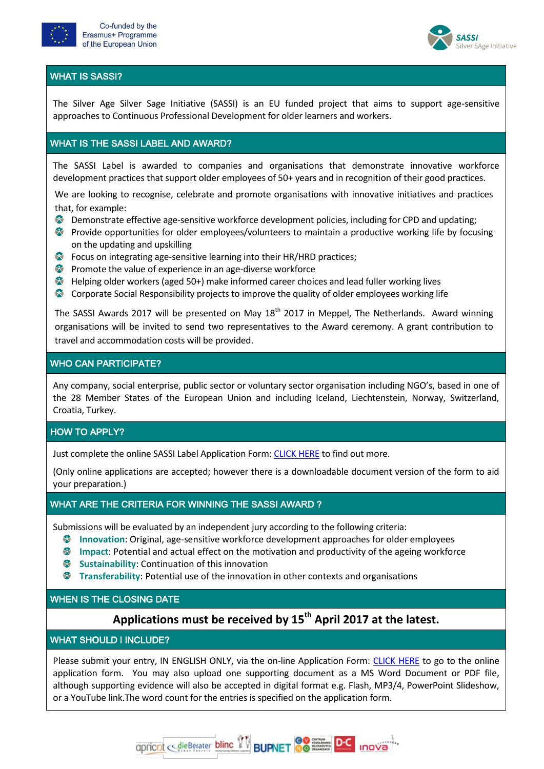Co-funded by the Erasmus+ Programme of the European Union

SASSI Silver SAge Initiative

## WHAT IS SASSI?

The Silver Age Silver Sage Initiative (SASSI) is an EU funded project that aims to support age-sensitive approaches to Continuous Professional Development for older learners and workers.

## WHAT IS THE SASSI LABEL AND AWARD?

The SASSI Label is awarded to companies and organisations that demonstrate innovative workforce development practices that support older employees of 50+ years and in recognition of their good practices.

We are looking to recognise, celebrate and promote organisations with innovative initiatives and practices that, for example:

- Demonstrate effective age-sensitive workforce development policies, including for CPD and updating;
- Provide opportunities for older employees/volunteers to maintain a productive working life by focusing on the updating and upskilling
- Focus on integrating age-sensitive learning into their HR/HRD practices;
- Promote the value of experience in an age-diverse workforce
- Helping older workers (aged 50+) make informed career choices and lead fuller working lives
- Corporate Social Responsibility projects to improve the quality of older employees working life

The SASSI Awards 2017 will be presented on May 18th 2017 in Meppel, The Netherlands. Award winning organisations will be invited to send two representatives to the Award ceremony. A grant contribution to travel and accommodation costs will be provided.

## WHO CAN PARTICIPATE?

Any company, social enterprise, public sector or voluntary sector organisation including NGO's, based in one of the 28 Member States of the European Union and including Iceland, Liechtenstein, Norway, Switzerland, Croatia, Turkey.

## HOW TO APPLY?

Just complete the online SASSI Label Application Form: CLICK HERE to find out more.

(Only online applications are accepted; however there is a downloadable document version of the form to aid your preparation.)

## WHAT ARE THE CRITERIA FOR WINNING THE SASSI AWARD ?

Submissions will be evaluated by an independent jury according to the following criteria:

- **Innovation**: Original, age-sensitive workforce development approaches for older employees
- **Impact**: Potential and actual effect on the motivation and productivity of the ageing workforce
- **Sustainability**: Continuation of this innovation
- **Transferability**: Potential use of the innovation in other contexts and organisations

## WHEN IS THE CLOSING DATE

**Applications must be received by 15th April 2017 at the latest.**

## WHAT SHOULD I INCLUDE?

Please submit your entry, IN ENGLISH ONLY, via the on-line Application Form: CLICK HERE to go to the online application form. You may also upload one supporting document as a MS Word Document or PDF file, although supporting evidence will also be accepted in digital format e.g. Flash, MP3/4, PowerPoint Slideshow, or a YouTube link.The word count for the entries is specified on the application form.